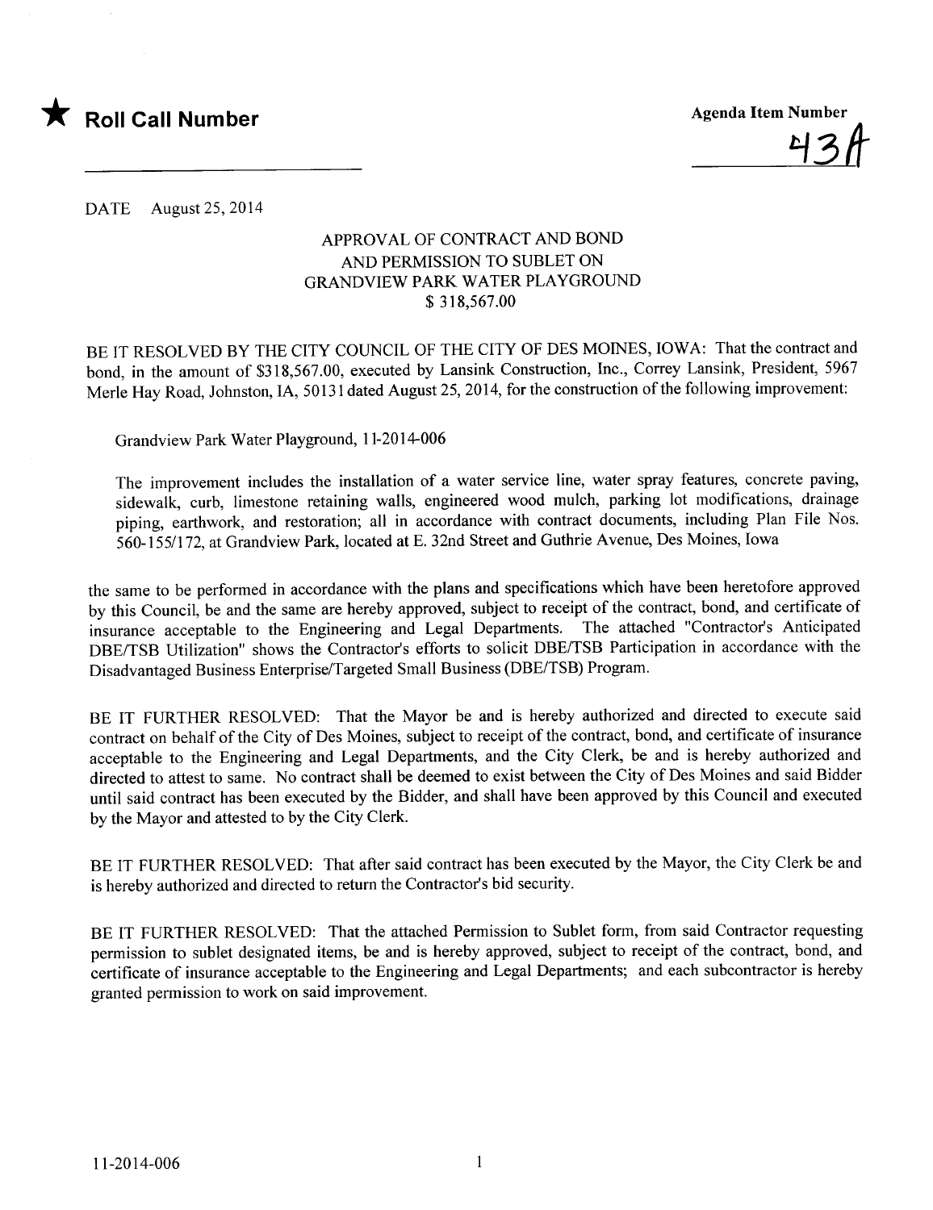★ **Roll Call Number**

**Agenda Item Number**

43A

DATE August 25, 2014

## APPROVAL OF CONTRACT AND BOND AND PERMISSION TO SUBLET ON GRANDVIEW PARK WATER PLAYGROUND $ 318,567.00

BE IT RESOLVED BY THE CITY COUNCIL OF THE CITY OF DES MOINES, IOWA: That the contract and bond, in the amount of $318,567.00, executed by Lansink Construction, Inc., Correy Lansink, President, 5967 Merle Hay Road, Johnston, IA, 50131 dated August 25, 2014, for the construction of the following improvement:

Grandview Park Water Playground, 11-2014-006

The improvement includes the installation of a water service line, water spray features, concrete paving, sidewalk, curb, limestone retaining walls, engineered wood mulch, parking lot modifications, drainage piping, earthwork, and restoration; all in accordance with contract documents, including Plan File Nos. 560-155/172, at Grandview Park, located at E. 32nd Street and Guthrie Avenue, Des Moines, Iowa

the same to be performed in accordance with the plans and specifications which have been heretofore approved by this Council, be and the same are hereby approved, subject to receipt of the contract, bond, and certificate of insurance acceptable to the Engineering and Legal Departments. The attached "Contractor's Anticipated DBE/TSB Utilization" shows the Contractor's efforts to solicit DBE/TSB Participation in accordance with the Disadvantaged Business Enterprise/Targeted Small Business (DBE/TSB) Program.

BE IT FURTHER RESOLVED: That the Mayor be and is hereby authorized and directed to execute said contract on behalf of the City of Des Moines, subject to receipt of the contract, bond, and certificate of insurance acceptable to the Engineering and Legal Departments, and the City Clerk, be and is hereby authorized and directed to attest to same. No contract shall be deemed to exist between the City of Des Moines and said Bidder until said contract has been executed by the Bidder, and shall have been approved by this Council and executed by the Mayor and attested to by the City Clerk.

BE IT FURTHER RESOLVED: That after said contract has been executed by the Mayor, the City Clerk be and is hereby authorized and directed to return the Contractor's bid security.

BE IT FURTHER RESOLVED: That the attached Permission to Sublet form, from said Contractor requesting permission to sublet designated items, be and is hereby approved, subject to receipt of the contract, bond, and certificate of insurance acceptable to the Engineering and Legal Departments; and each subcontractor is hereby granted permission to work on said improvement.

11-2014-006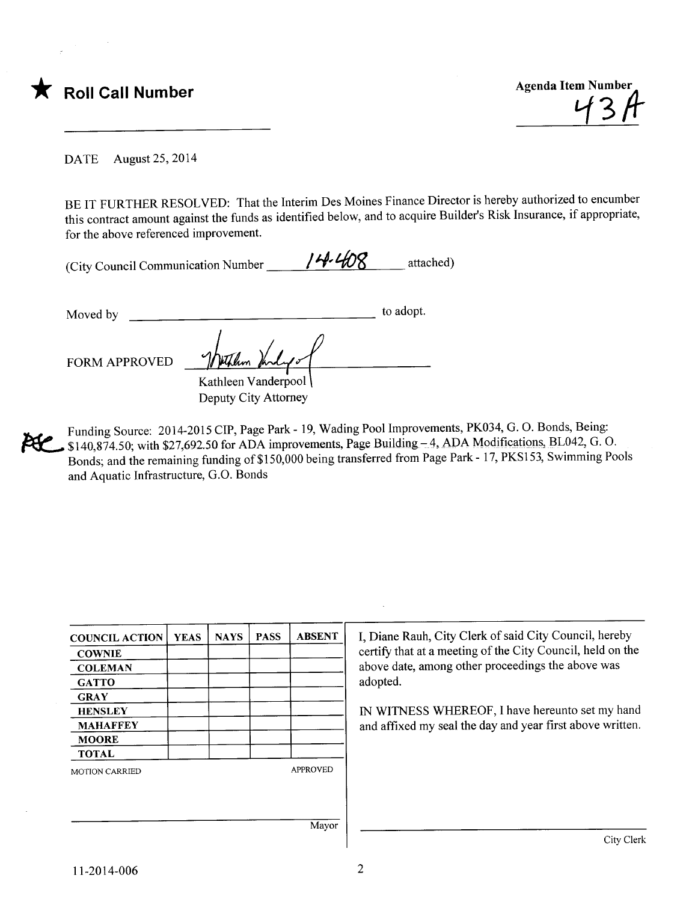★ **Roll Call Number**

Agenda Item Number
43A

DATE August 25, 2014

BE IT FURTHER RESOLVED: That the Interim Des Moines Finance Director is hereby authorized to encumber this contract amount against the funds as identified below, and to acquire Builder's Risk Insurance, if appropriate, for the above referenced improvement.

(City Council Communication Number 14-408 attached)

Moved by ______________________ to adopt.

FORM APPROVED

Kathleen Vanderpool
Deputy City Attorney

Funding Source: 2014-2015 CIP, Page Park - 19, Wading Pool Improvements, PK034, G. O. Bonds, Being: $140,874.50; with $27,692.50 for ADA improvements, Page Building – 4, ADA Modifications, BL042, G. O. Bonds; and the remaining funding of $150,000 being transferred from Page Park - 17, PKS153, Swimming Pools and Aquatic Infrastructure, G.O. Bonds

| COUNCIL ACTION | YEAS | NAYS | PASS | ABSENT |
|---|---|---|---|---|
| COWNIE | | | | |
| COLEMAN | | | | |
| GATTO | | | | |
| GRAY | | | | |
| HENSLEY | | | | |
| MAHAFFEY | | | | |
| MOORE | | | | |
| TOTAL | | | | |

MOTION CARRIED APPROVED

Mayor

I, Diane Rauh, City Clerk of said City Council, hereby certify that at a meeting of the City Council, held on the above date, among other proceedings the above was adopted.

IN WITNESS WHEREOF, I have hereunto set my hand and affixed my seal the day and year first above written.

City Clerk

11-2014-006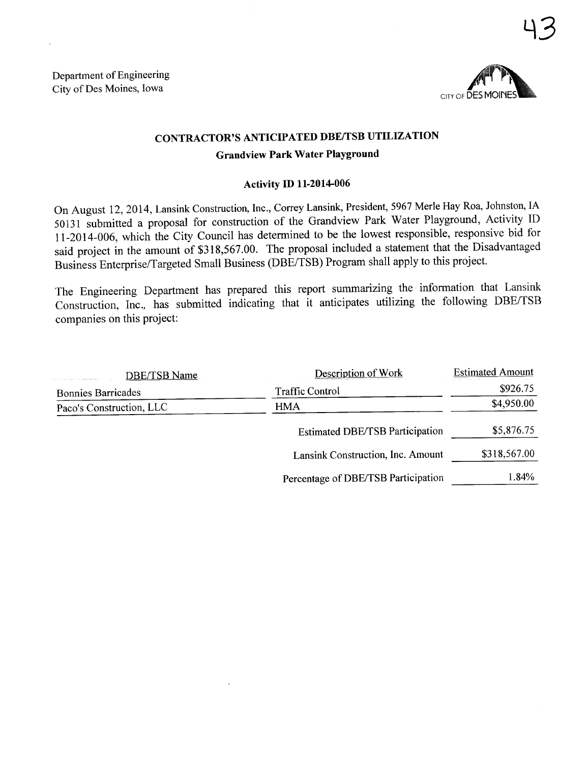Department of Engineering
City of Des Moines, Iowa

## CONTRACTOR'S ANTICIPATED DBE/TSB UTILIZATION

### Grandview Park Water Playground

### Activity ID 11-2014-006

On August 12, 2014, Lansink Construction, Inc., Correy Lansink, President, 5967 Merle Hay Roa, Johnston, IA 50131 submitted a proposal for construction of the Grandview Park Water Playground, Activity ID 11-2014-006, which the City Council has determined to be the lowest responsible, responsive bid for said project in the amount of $318,567.00. The proposal included a statement that the Disadvantaged Business Enterprise/Targeted Small Business (DBE/TSB) Program shall apply to this project.

The Engineering Department has prepared this report summarizing the information that Lansink Construction, Inc., has submitted indicating that it anticipates utilizing the following DBE/TSB companies on this project:

| DBE/TSB Name | Description of Work | Estimated Amount |
|---|---|---|
| Bonnies Barricades | Traffic Control | $926.75 |
| Paco's Construction, LLC | HMA | $4,950.00 |
| | Estimated DBE/TSB Participation | $5,876.75 |
| | Lansink Construction, Inc. Amount | $318,567.00 |
| | Percentage of DBE/TSB Participation | 1.84% |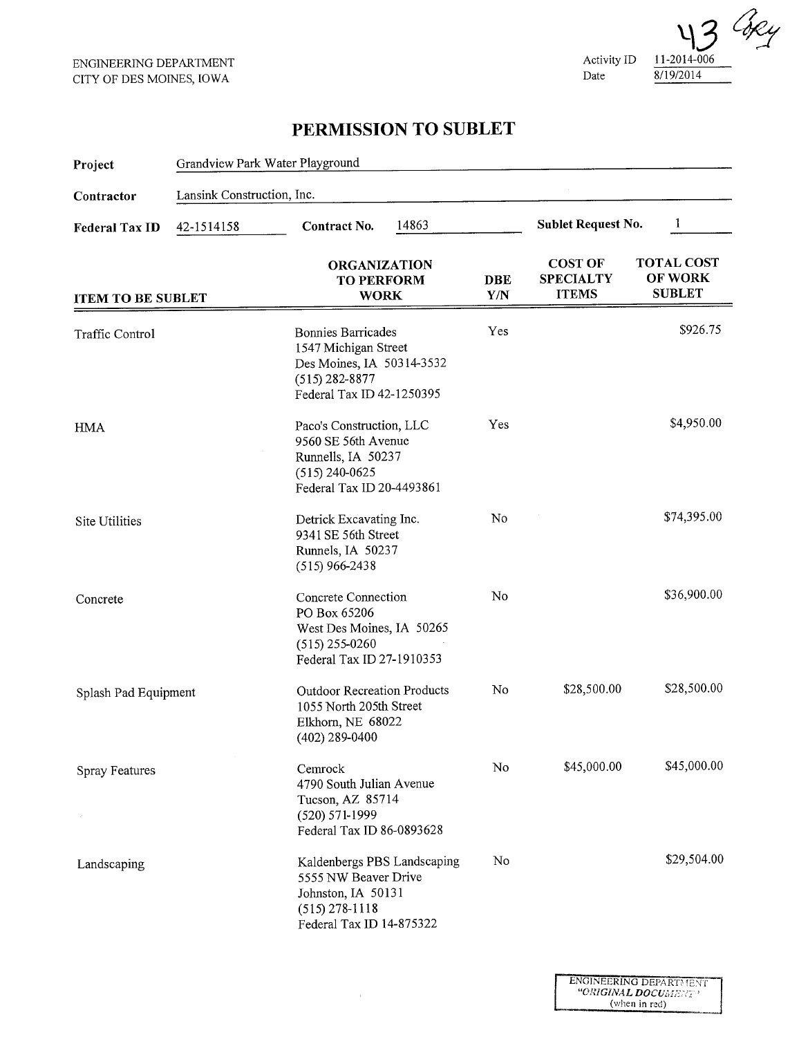43 Copy

ENGINEERING DEPARTMENT
CITY OF DES MOINES, IOWA

Activity ID 11-2014-006
Date 8/19/2014

# PERMISSION TO SUBLET

**Project** Grandview Park Water Playground

**Contractor** Lansink Construction, Inc.

**Federal Tax ID** 42-1514158 **Contract No.** 14863 **Sublet Request No.** 1

| ITEM TO BE SUBLET | ORGANIZATION TO PERFORM WORK | DBE Y/N | COST OF SPECIALTY ITEMS | TOTAL COST OF WORK SUBLET |
|---|---|---|---|---|
| Traffic Control | Bonnies Barricades<br>1547 Michigan Street<br>Des Moines, IA 50314-3532<br>(515) 282-8877<br>Federal Tax ID 42-1250395 | Yes | | $926.75 |
| HMA | Paco's Construction, LLC<br>9560 SE 56th Avenue<br>Runnells, IA 50237<br>(515) 240-0625<br>Federal Tax ID 20-4493861 | Yes | | $4,950.00 |
| Site Utilities | Detrick Excavating Inc.<br>9341 SE 56th Street<br>Runnels, IA 50237<br>(515) 966-2438 | No | | $74,395.00 |
| Concrete | Concrete Connection<br>PO Box 65206<br>West Des Moines, IA 50265<br>(515) 255-0260<br>Federal Tax ID 27-1910353 | No | | $36,900.00 |
| Splash Pad Equipment | Outdoor Recreation Products<br>1055 North 205th Street<br>Elkhorn, NE 68022<br>(402) 289-0400 | No | $28,500.00 | $28,500.00 |
| Spray Features | Cemrock<br>4790 South Julian Avenue<br>Tucson, AZ 85714<br>(520) 571-1999<br>Federal Tax ID 86-0893628 | No | $45,000.00 | $45,000.00 |
| Landscaping | Kaldenbergs PBS Landscaping<br>5555 NW Beaver Drive<br>Johnston, IA 50131<br>(515) 278-1118<br>Federal Tax ID 14-875322 | No | | $29,504.00 |

ENGINEERING DEPARTMENT
*"ORIGINAL DOCUMENT"*
(when in red)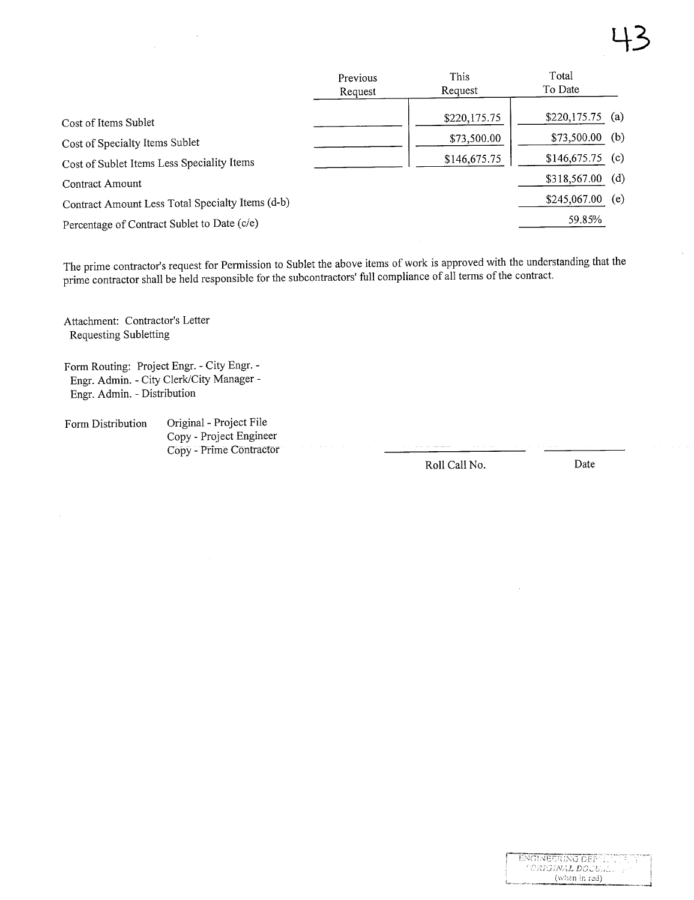| | Previous Request | This Request | Total To Date | |
|---|---|---|---|---|
| Cost of Items Sublet | | $220,175.75 | $220,175.75 | (a) |
| Cost of Specialty Items Sublet | | $73,500.00 | $73,500.00 | (b) |
| Cost of Sublet Items Less Speciality Items | | $146,675.75 | $146,675.75 | (c) |
| Contract Amount | | | $318,567.00 | (d) |
| Contract Amount Less Total Specialty Items (d-b) | | | $245,067.00 | (e) |
| Percentage of Contract Sublet to Date (c/e) | | | 59.85% | |

The prime contractor's request for Permission to Sublet the above items of work is approved with the understanding that the prime contractor shall be held responsible for the subcontractors' full compliance of all terms of the contract.

Attachment: Contractor's Letter Requesting Subletting

Form Routing: Project Engr. - City Engr. - Engr. Admin. - City Clerk/City Manager - Engr. Admin. - Distribution

Form Distribution
Original - Project File
Copy - Project Engineer
Copy - Prime Contractor

Roll Call No. Date

ENGINEERING DEPARTMENT ORIGINAL DOCUMENT (when in red)